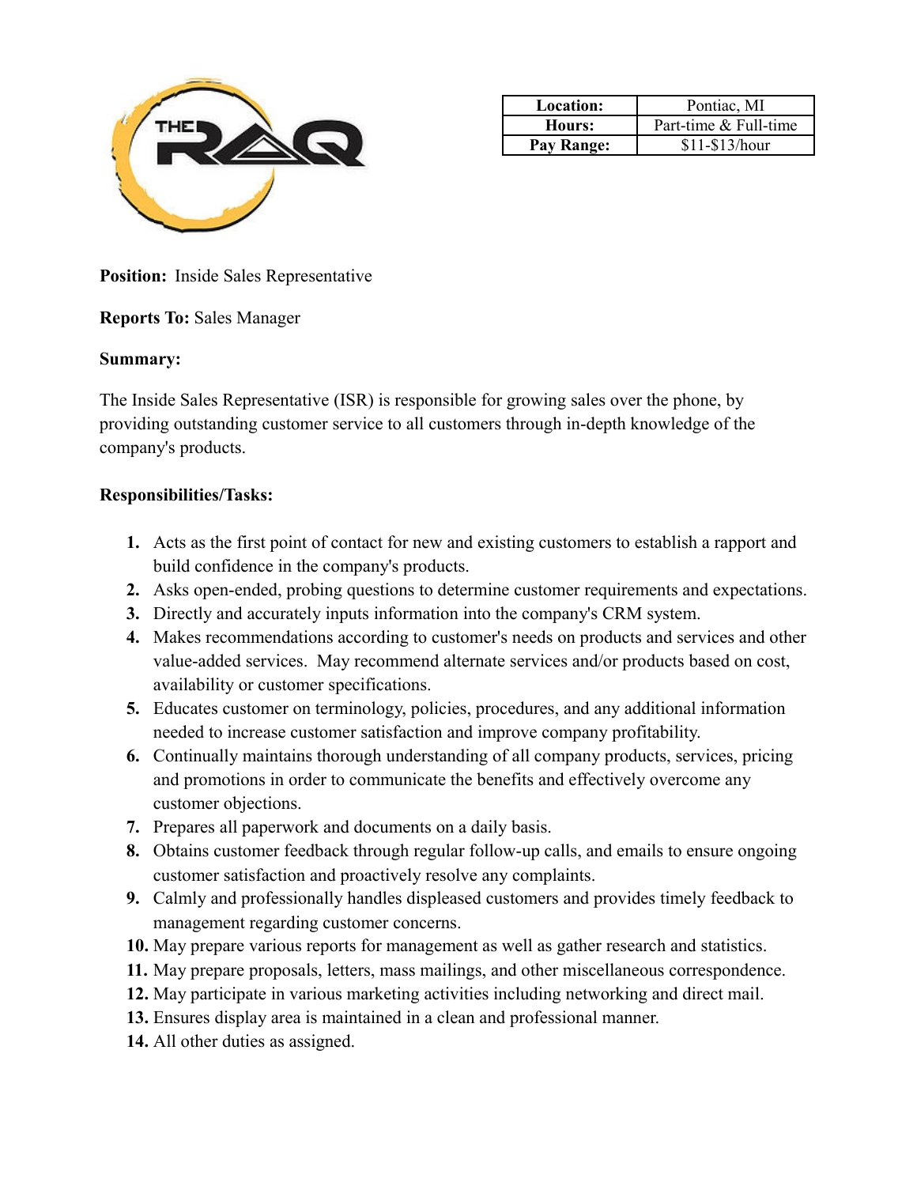| Location: | Pontiac, MI |
|---|---|
| Hours: | Part-time & Full-time |
| Pay Range: | $11-$13/hour |

**Position:** Inside Sales Representative

**Reports To:** Sales Manager

**Summary:**

The Inside Sales Representative (ISR) is responsible for growing sales over the phone, by providing outstanding customer service to all customers through in-depth knowledge of the company's products.

**Responsibilities/Tasks:**

1. Acts as the first point of contact for new and existing customers to establish a rapport and build confidence in the company's products.
2. Asks open-ended, probing questions to determine customer requirements and expectations.
3. Directly and accurately inputs information into the company's CRM system.
4. Makes recommendations according to customer's needs on products and services and other value-added services. May recommend alternate services and/or products based on cost, availability or customer specifications.
5. Educates customer on terminology, policies, procedures, and any additional information needed to increase customer satisfaction and improve company profitability.
6. Continually maintains thorough understanding of all company products, services, pricing and promotions in order to communicate the benefits and effectively overcome any customer objections.
7. Prepares all paperwork and documents on a daily basis.
8. Obtains customer feedback through regular follow-up calls, and emails to ensure ongoing customer satisfaction and proactively resolve any complaints.
9. Calmly and professionally handles displeased customers and provides timely feedback to management regarding customer concerns.
10. May prepare various reports for management as well as gather research and statistics.
11. May prepare proposals, letters, mass mailings, and other miscellaneous correspondence.
12. May participate in various marketing activities including networking and direct mail.
13. Ensures display area is maintained in a clean and professional manner.
14. All other duties as assigned.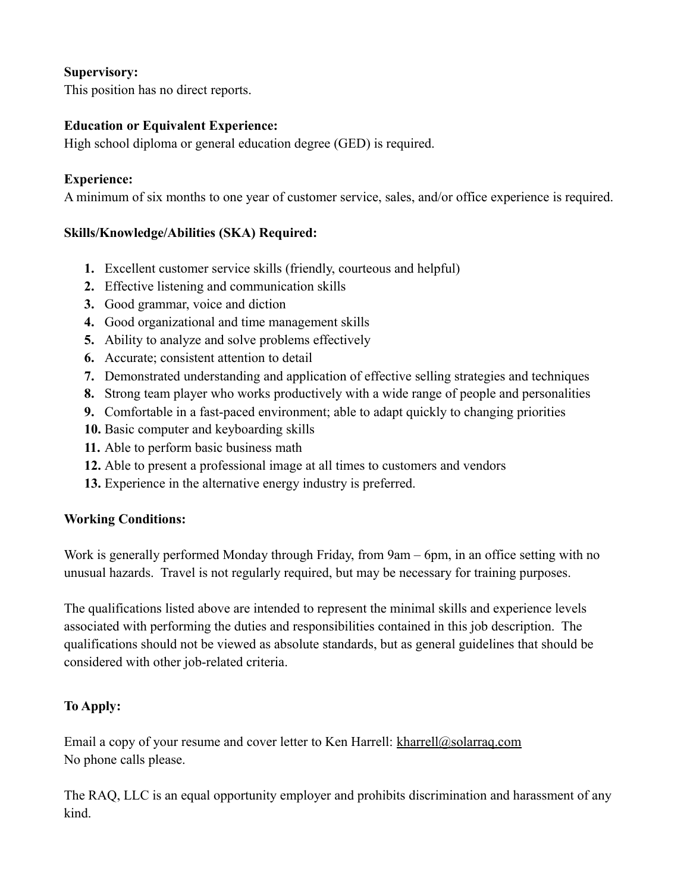**Supervisory:**
This position has no direct reports.

**Education or Equivalent Experience:**
High school diploma or general education degree (GED) is required.

**Experience:**
A minimum of six months to one year of customer service, sales, and/or office experience is required.

**Skills/Knowledge/Abilities (SKA) Required:**

1. Excellent customer service skills (friendly, courteous and helpful)
2. Effective listening and communication skills
3. Good grammar, voice and diction
4. Good organizational and time management skills
5. Ability to analyze and solve problems effectively
6. Accurate; consistent attention to detail
7. Demonstrated understanding and application of effective selling strategies and techniques
8. Strong team player who works productively with a wide range of people and personalities
9. Comfortable in a fast-paced environment; able to adapt quickly to changing priorities
10. Basic computer and keyboarding skills
11. Able to perform basic business math
12. Able to present a professional image at all times to customers and vendors
13. Experience in the alternative energy industry is preferred.

**Working Conditions:**

Work is generally performed Monday through Friday, from 9am – 6pm, in an office setting with no unusual hazards. Travel is not regularly required, but may be necessary for training purposes.

The qualifications listed above are intended to represent the minimal skills and experience levels associated with performing the duties and responsibilities contained in this job description. The qualifications should not be viewed as absolute standards, but as general guidelines that should be considered with other job-related criteria.

**To Apply:**

Email a copy of your resume and cover letter to Ken Harrell: kharrell@solarraq.com
No phone calls please.

The RAQ, LLC is an equal opportunity employer and prohibits discrimination and harassment of any kind.